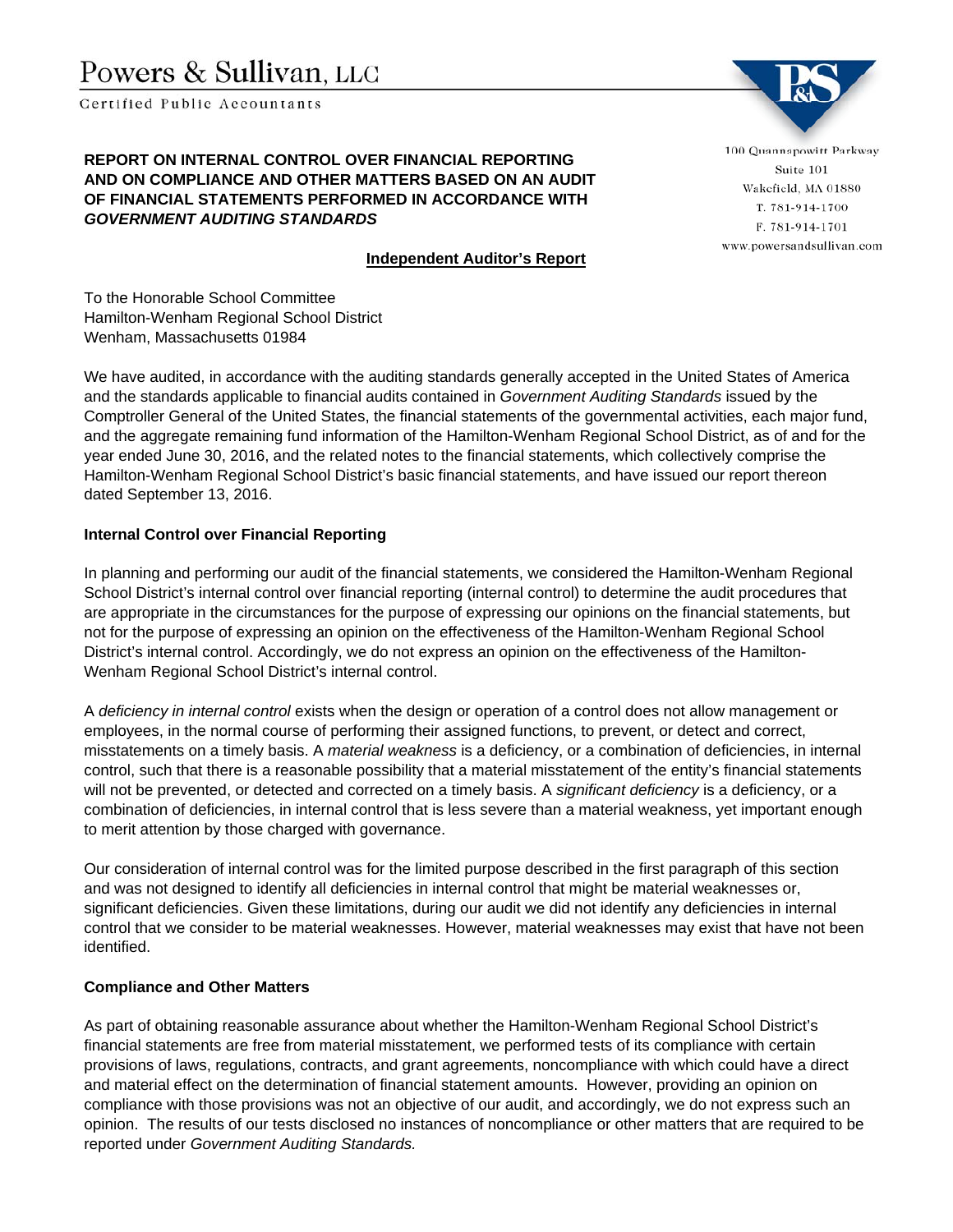Powers & Sullivan, LLC

Certified Public Accountants

100 Quannapowitt Parkway
Suite 101
Wakefield, MA 01880
T. 781-914-1700
F. 781-914-1701
www.powersandsullivan.com

# REPORT ON INTERNAL CONTROL OVER FINANCIAL REPORTING AND ON COMPLIANCE AND OTHER MATTERS BASED ON AN AUDIT OF FINANCIAL STATEMENTS PERFORMED IN ACCORDANCE WITH *GOVERNMENT AUDITING STANDARDS*

**Independent Auditor's Report**

To the Honorable School Committee
Hamilton-Wenham Regional School District
Wenham, Massachusetts 01984

We have audited, in accordance with the auditing standards generally accepted in the United States of America and the standards applicable to financial audits contained in *Government Auditing Standards* issued by the Comptroller General of the United States, the financial statements of the governmental activities, each major fund, and the aggregate remaining fund information of the Hamilton-Wenham Regional School District, as of and for the year ended June 30, 2016, and the related notes to the financial statements, which collectively comprise the Hamilton-Wenham Regional School District's basic financial statements, and have issued our report thereon dated September 13, 2016.

## Internal Control over Financial Reporting

In planning and performing our audit of the financial statements, we considered the Hamilton-Wenham Regional School District's internal control over financial reporting (internal control) to determine the audit procedures that are appropriate in the circumstances for the purpose of expressing our opinions on the financial statements, but not for the purpose of expressing an opinion on the effectiveness of the Hamilton-Wenham Regional School District's internal control. Accordingly, we do not express an opinion on the effectiveness of the Hamilton-Wenham Regional School District's internal control.

A *deficiency in internal control* exists when the design or operation of a control does not allow management or employees, in the normal course of performing their assigned functions, to prevent, or detect and correct, misstatements on a timely basis. A *material weakness* is a deficiency, or a combination of deficiencies, in internal control, such that there is a reasonable possibility that a material misstatement of the entity's financial statements will not be prevented, or detected and corrected on a timely basis. A *significant deficiency* is a deficiency, or a combination of deficiencies, in internal control that is less severe than a material weakness, yet important enough to merit attention by those charged with governance.

Our consideration of internal control was for the limited purpose described in the first paragraph of this section and was not designed to identify all deficiencies in internal control that might be material weaknesses or, significant deficiencies. Given these limitations, during our audit we did not identify any deficiencies in internal control that we consider to be material weaknesses. However, material weaknesses may exist that have not been identified.

## Compliance and Other Matters

As part of obtaining reasonable assurance about whether the Hamilton-Wenham Regional School District's financial statements are free from material misstatement, we performed tests of its compliance with certain provisions of laws, regulations, contracts, and grant agreements, noncompliance with which could have a direct and material effect on the determination of financial statement amounts. However, providing an opinion on compliance with those provisions was not an objective of our audit, and accordingly, we do not express such an opinion. The results of our tests disclosed no instances of noncompliance or other matters that are required to be reported under *Government Auditing Standards.*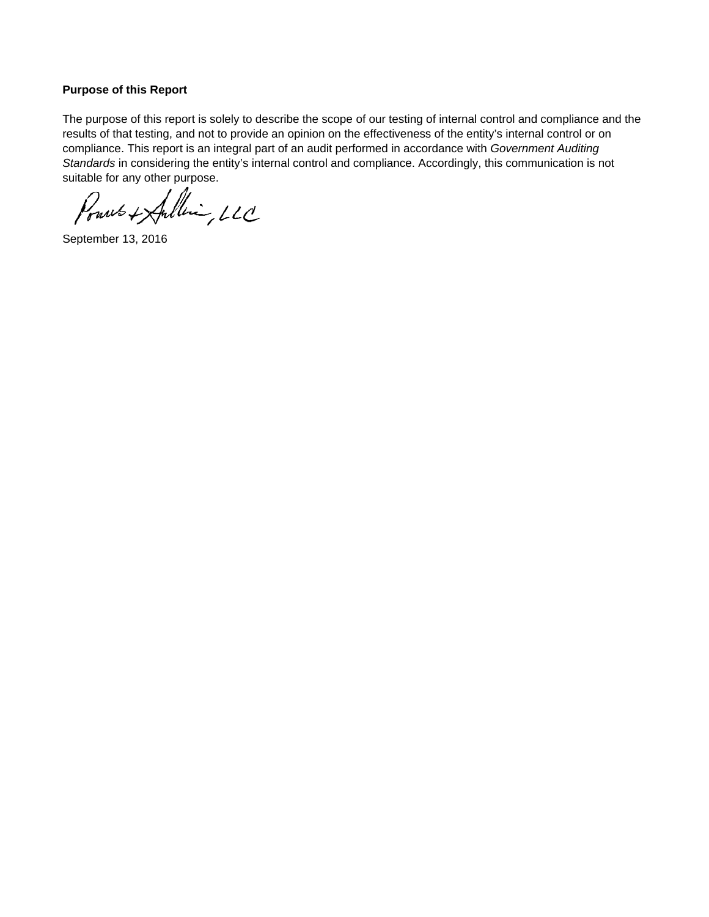**Purpose of this Report**

The purpose of this report is solely to describe the scope of our testing of internal control and compliance and the results of that testing, and not to provide an opinion on the effectiveness of the entity's internal control or on compliance. This report is an integral part of an audit performed in accordance with *Government Auditing Standards* in considering the entity's internal control and compliance. Accordingly, this communication is not suitable for any other purpose.

Powers + Sullivan, LLC

September 13, 2016